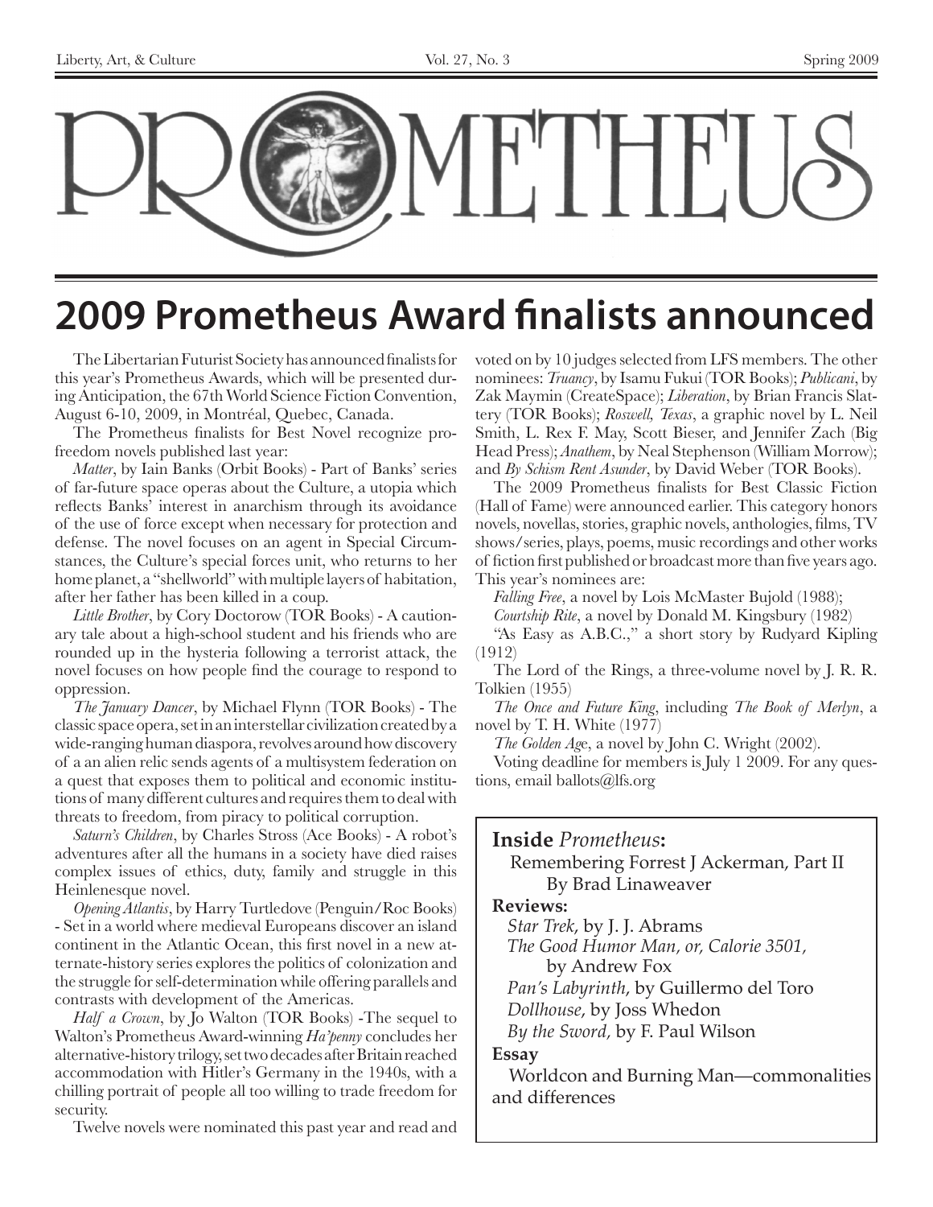# PROMETHEUS

# 2009 Prometheus Award finalists announced

The Libertarian Futurist Society has announced finalists for this year's Prometheus Awards, which will be presented during Anticipation, the 67th World Science Fiction Convention, August 6-10, 2009, in Montréal, Quebec, Canada.

The Prometheus finalists for Best Novel recognize pro-freedom novels published last year:

*Matter*, by Iain Banks (Orbit Books) - Part of Banks' series of far-future space operas about the Culture, a utopia which reflects Banks' interest in anarchism through its avoidance of the use of force except when necessary for protection and defense. The novel focuses on an agent in Special Circumstances, the Culture's special forces unit, who returns to her home planet, a "shellworld" with multiple layers of habitation, after her father has been killed in a coup.

*Little Brother*, by Cory Doctorow (TOR Books) - A cautionary tale about a high-school student and his friends who are rounded up in the hysteria following a terrorist attack, the novel focuses on how people find the courage to respond to oppression.

*The January Dancer*, by Michael Flynn (TOR Books) - The classic space opera, set in an interstellar civilization created by a wide-ranging human diaspora, revolves around how discovery of a an alien relic sends agents of a multisystem federation on a quest that exposes them to political and economic institutions of many different cultures and requires them to deal with threats to freedom, from piracy to political corruption.

*Saturn's Children*, by Charles Stross (Ace Books) - A robot's adventures after all the humans in a society have died raises complex issues of ethics, duty, family and struggle in this Heinlenesque novel.

*Opening Atlantis*, by Harry Turtledove (Penguin/Roc Books) - Set in a world where medieval Europeans discover an island continent in the Atlantic Ocean, this first novel in a new alternate-history series explores the politics of colonization and the struggle for self-determination while offering parallels and contrasts with development of the Americas.

*Half a Crown*, by Jo Walton (TOR Books) -The sequel to Walton's Prometheus Award-winning *Ha'penny* concludes her alternative-history trilogy, set two decades after Britain reached accommodation with Hitler's Germany in the 1940s, with a chilling portrait of people all too willing to trade freedom for security.

Twelve novels were nominated this past year and read and voted on by 10 judges selected from LFS members. The other nominees: *Truancy*, by Isamu Fukui (TOR Books); *Publicani*, by Zak Maymin (CreateSpace); *Liberation*, by Brian Francis Slattery (TOR Books); *Roswell, Texas*, a graphic novel by L. Neil Smith, L. Rex F. May, Scott Bieser, and Jennifer Zach (Big Head Press); *Anathem*, by Neal Stephenson (William Morrow); and *By Schism Rent Asunder*, by David Weber (TOR Books).

The 2009 Prometheus finalists for Best Classic Fiction (Hall of Fame) were announced earlier. This category honors novels, novellas, stories, graphic novels, anthologies, films, TV shows/series, plays, poems, music recordings and other works of fiction first published or broadcast more than five years ago. This year's nominees are:

*Falling Free*, a novel by Lois McMaster Bujold (1988);

*Courtship Rite*, a novel by Donald M. Kingsbury (1982)

"As Easy as A.B.C.," a short story by Rudyard Kipling (1912)

The Lord of the Rings, a three-volume novel by J. R. R. Tolkien (1955)

*The Once and Future King*, including *The Book of Merlyn*, a novel by T. H. White (1977)

*The Golden Age*, a novel by John C. Wright (2002).

Voting deadline for members is July 1 2009. For any questions, email ballots@lfs.org

**Inside** ***Prometheus*****:**

Remembering Forrest J Ackerman, Part II
By Brad Linaweaver

**Reviews:**

*Star Trek*, by J. J. Abrams

*The Good Humor Man, or, Calorie 3501,* by Andrew Fox

*Pan's Labyrinth*, by Guillermo del Toro

*Dollhouse*, by Joss Whedon

*By the Sword,* by F. Paul Wilson

**Essay**

Worldcon and Burning Man—commonalities and differences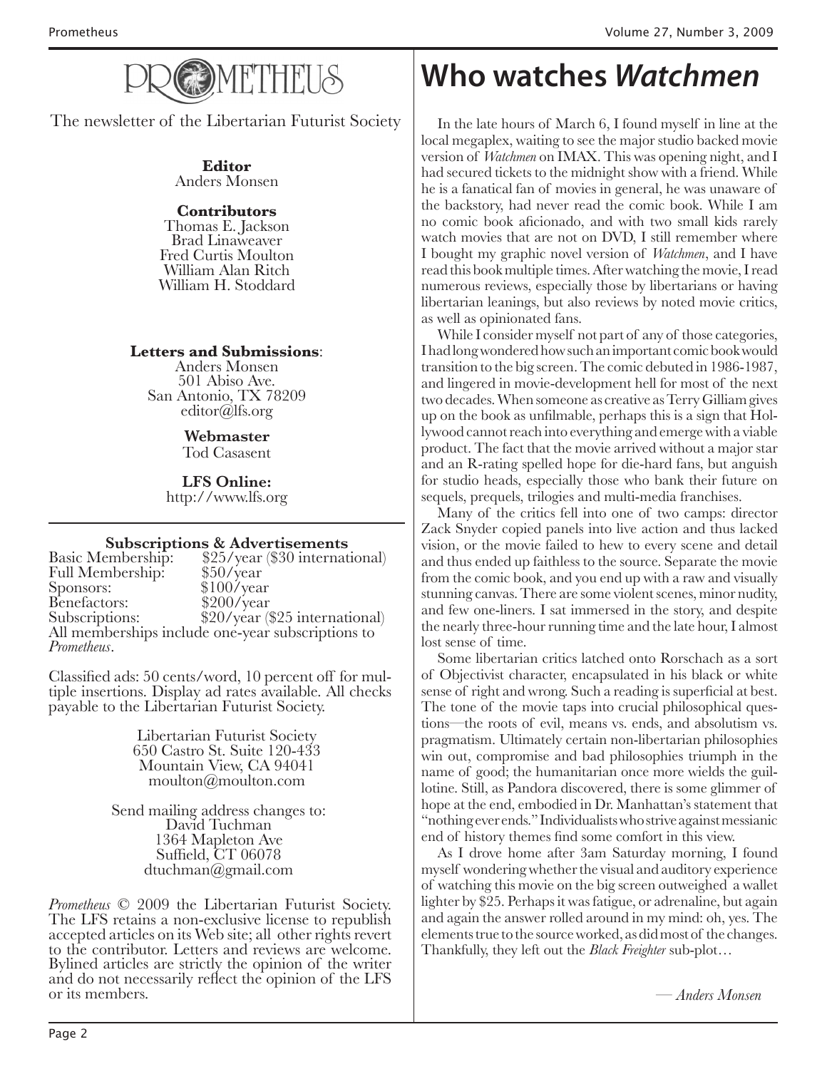# PROMETHEUS

The newsletter of the Libertarian Futurist Society

**Editor**
Anders Monsen

**Contributors**
Thomas E. Jackson
Brad Linaweaver
Fred Curtis Moulton
William Alan Ritch
William H. Stoddard

**Letters and Submissions**:
Anders Monsen
501 Abiso Ave.
San Antonio, TX 78209
editor@lfs.org

**Webmaster**
Tod Casasent

**LFS Online:**
http://www.lfs.org

**Subscriptions & Advertisements**

| | |
|---|---|
| Basic Membership: | $25/year ($30 international) |
| Full Membership: | $50/year |
| Sponsors: | $100/year |
| Benefactors: | $200/year |
| Subscriptions: | $20/year ($25 international) |

All memberships include one-year subscriptions to *Prometheus*.

Classified ads: 50 cents/word, 10 percent off for multiple insertions. Display ad rates available. All checks payable to the Libertarian Futurist Society.

Libertarian Futurist Society
650 Castro St. Suite 120-433
Mountain View, CA 94041
moulton@moulton.com

Send mailing address changes to:
David Tuchman
1364 Mapleton Ave
Suffield, CT 06078
dtuchman@gmail.com

*Prometheus* © 2009 the Libertarian Futurist Society. The LFS retains a non-exclusive license to republish accepted articles on its Web site; all other rights revert to the contributor. Letters and reviews are welcome. Bylined articles are strictly the opinion of the writer and do not necessarily reflect the opinion of the LFS or its members.

# Who watches *Watchmen*

In the late hours of March 6, I found myself in line at the local megaplex, waiting to see the major studio backed movie version of *Watchmen* on IMAX. This was opening night, and I had secured tickets to the midnight show with a friend. While he is a fanatical fan of movies in general, he was unaware of the backstory, had never read the comic book. While I am no comic book aficionado, and with two small kids rarely watch movies that are not on DVD, I still remember where I bought my graphic novel version of *Watchmen*, and I have read this book multiple times. After watching the movie, I read numerous reviews, especially those by libertarians or having libertarian leanings, but also reviews by noted movie critics, as well as opinionated fans.

While I consider myself not part of any of those categories, I had long wondered how such an important comic book would transition to the big screen. The comic debuted in 1986-1987, and lingered in movie-development hell for most of the next two decades. When someone as creative as Terry Gilliam gives up on the book as unfilmable, perhaps this is a sign that Hollywood cannot reach into everything and emerge with a viable product. The fact that the movie arrived without a major star and an R-rating spelled hope for die-hard fans, but anguish for studio heads, especially those who bank their future on sequels, prequels, trilogies and multi-media franchises.

Many of the critics fell into one of two camps: director Zack Snyder copied panels into live action and thus lacked vision, or the movie failed to hew to every scene and detail and thus ended up faithless to the source. Separate the movie from the comic book, and you end up with a raw and visually stunning canvas. There are some violent scenes, minor nudity, and few one-liners. I sat immersed in the story, and despite the nearly three-hour running time and the late hour, I almost lost sense of time.

Some libertarian critics latched onto Rorschach as a sort of Objectivist character, encapsulated in his black or white sense of right and wrong. Such a reading is superficial at best. The tone of the movie taps into crucial philosophical questions—the roots of evil, means vs. ends, and absolutism vs. pragmatism. Ultimately certain non-libertarian philosophies win out, compromise and bad philosophies triumph in the name of good; the humanitarian once more wields the guillotine. Still, as Pandora discovered, there is some glimmer of hope at the end, embodied in Dr. Manhattan's statement that "nothing ever ends." Individualists who strive against messianic end of history themes find some comfort in this view.

As I drove home after 3am Saturday morning, I found myself wondering whether the visual and auditory experience of watching this movie on the big screen outweighed a wallet lighter by $25. Perhaps it was fatigue, or adrenaline, but again and again the answer rolled around in my mind: oh, yes. The elements true to the source worked, as did most of the changes. Thankfully, they left out the *Black Freighter* sub-plot…

— *Anders Monsen*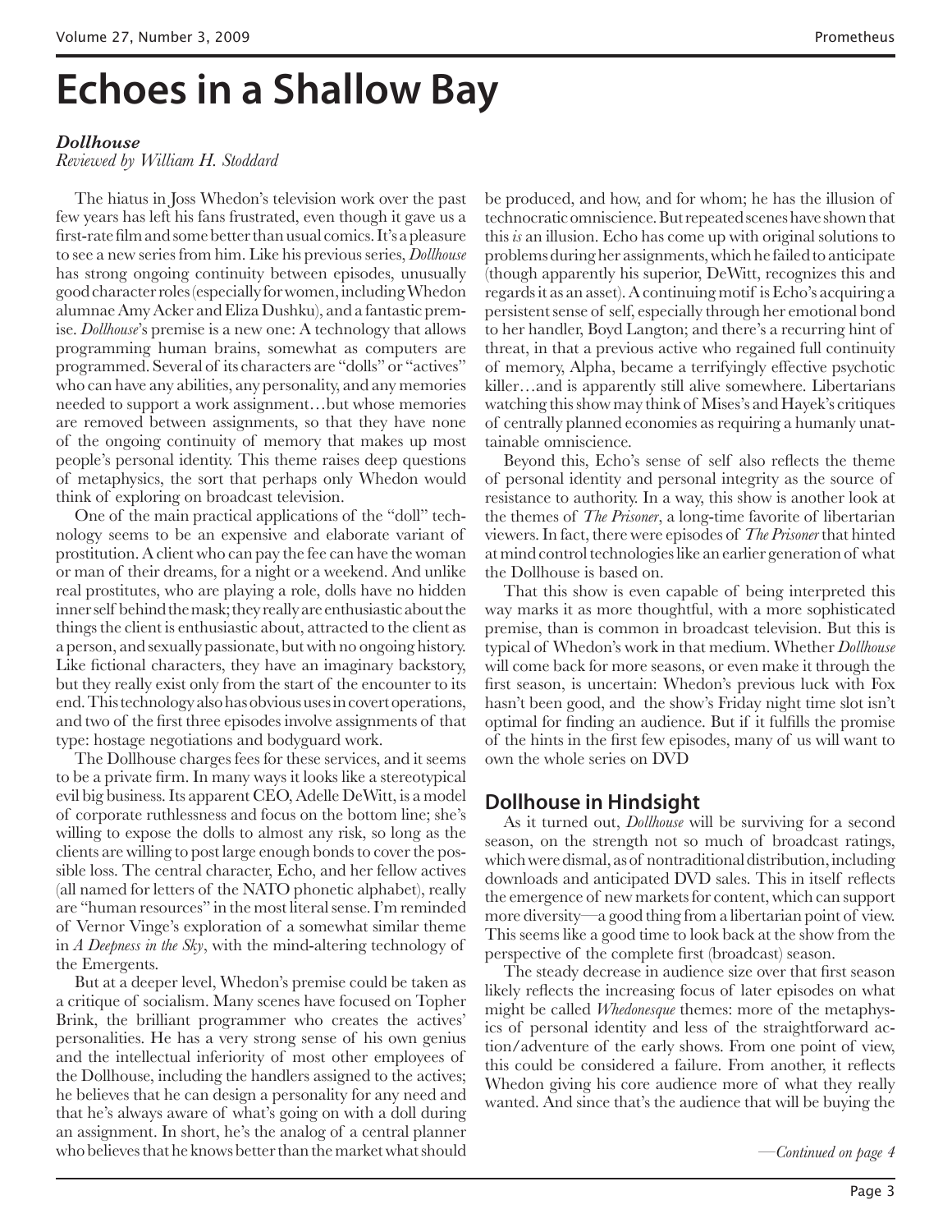# Echoes in a Shallow Bay

***Dollhouse***
*Reviewed by William H. Stoddard*

The hiatus in Joss Whedon's television work over the past few years has left his fans frustrated, even though it gave us a first-rate film and some better than usual comics. It's a pleasure to see a new series from him. Like his previous series, *Dollhouse* has strong ongoing continuity between episodes, unusually good character roles (especially for women, including Whedon alumnae Amy Acker and Eliza Dushku), and a fantastic premise. *Dollhouse*'s premise is a new one: A technology that allows programming human brains, somewhat as computers are programmed. Several of its characters are "dolls" or "actives" who can have any abilities, any personality, and any memories needed to support a work assignment…but whose memories are removed between assignments, so that they have none of the ongoing continuity of memory that makes up most people's personal identity. This theme raises deep questions of metaphysics, the sort that perhaps only Whedon would think of exploring on broadcast television.

One of the main practical applications of the "doll" technology seems to be an expensive and elaborate variant of prostitution. A client who can pay the fee can have the woman or man of their dreams, for a night or a weekend. And unlike real prostitutes, who are playing a role, dolls have no hidden inner self behind the mask; they really are enthusiastic about the things the client is enthusiastic about, attracted to the client as a person, and sexually passionate, but with no ongoing history. Like fictional characters, they have an imaginary backstory, but they really exist only from the start of the encounter to its end. This technology also has obvious uses in covert operations, and two of the first three episodes involve assignments of that type: hostage negotiations and bodyguard work.

The Dollhouse charges fees for these services, and it seems to be a private firm. In many ways it looks like a stereotypical evil big business. Its apparent CEO, Adelle DeWitt, is a model of corporate ruthlessness and focus on the bottom line; she's willing to expose the dolls to almost any risk, so long as the clients are willing to post large enough bonds to cover the possible loss. The central character, Echo, and her fellow actives (all named for letters of the NATO phonetic alphabet), really are "human resources" in the most literal sense. I'm reminded of Vernor Vinge's exploration of a somewhat similar theme in *A Deepness in the Sky*, with the mind-altering technology of the Emergents.

But at a deeper level, Whedon's premise could be taken as a critique of socialism. Many scenes have focused on Topher Brink, the brilliant programmer who creates the actives' personalities. He has a very strong sense of his own genius and the intellectual inferiority of most other employees of the Dollhouse, including the handlers assigned to the actives; he believes that he can design a personality for any need and that he's always aware of what's going on with a doll during an assignment. In short, he's the analog of a central planner who believes that he knows better than the market what should be produced, and how, and for whom; he has the illusion of technocratic omniscience. But repeated scenes have shown that this *is* an illusion. Echo has come up with original solutions to problems during her assignments, which he failed to anticipate (though apparently his superior, DeWitt, recognizes this and regards it as an asset). A continuing motif is Echo's acquiring a persistent sense of self, especially through her emotional bond to her handler, Boyd Langton; and there's a recurring hint of threat, in that a previous active who regained full continuity of memory, Alpha, became a terrifyingly effective psychotic killer…and is apparently still alive somewhere. Libertarians watching this show may think of Mises's and Hayek's critiques of centrally planned economies as requiring a humanly unattainable omniscience.

Beyond this, Echo's sense of self also reflects the theme of personal identity and personal integrity as the source of resistance to authority. In a way, this show is another look at the themes of *The Prisoner*, a long-time favorite of libertarian viewers. In fact, there were episodes of *The Prisoner* that hinted at mind control technologies like an earlier generation of what the Dollhouse is based on.

That this show is even capable of being interpreted this way marks it as more thoughtful, with a more sophisticated premise, than is common in broadcast television. But this is typical of Whedon's work in that medium. Whether *Dollhouse* will come back for more seasons, or even make it through the first season, is uncertain: Whedon's previous luck with Fox hasn't been good, and the show's Friday night time slot isn't optimal for finding an audience. But if it fulfills the promise of the hints in the first few episodes, many of us will want to own the whole series on DVD

## Dollhouse in Hindsight

As it turned out, *Dollhouse* will be surviving for a second season, on the strength not so much of broadcast ratings, which were dismal, as of nontraditional distribution, including downloads and anticipated DVD sales. This in itself reflects the emergence of new markets for content, which can support more diversity—a good thing from a libertarian point of view. This seems like a good time to look back at the show from the perspective of the complete first (broadcast) season.

The steady decrease in audience size over that first season likely reflects the increasing focus of later episodes on what might be called *Whedonesque* themes: more of the metaphysics of personal identity and less of the straightforward action/adventure of the early shows. From one point of view, this could be considered a failure. From another, it reflects Whedon giving his core audience more of what they really wanted. And since that's the audience that will be buying the

—*Continued on page 4*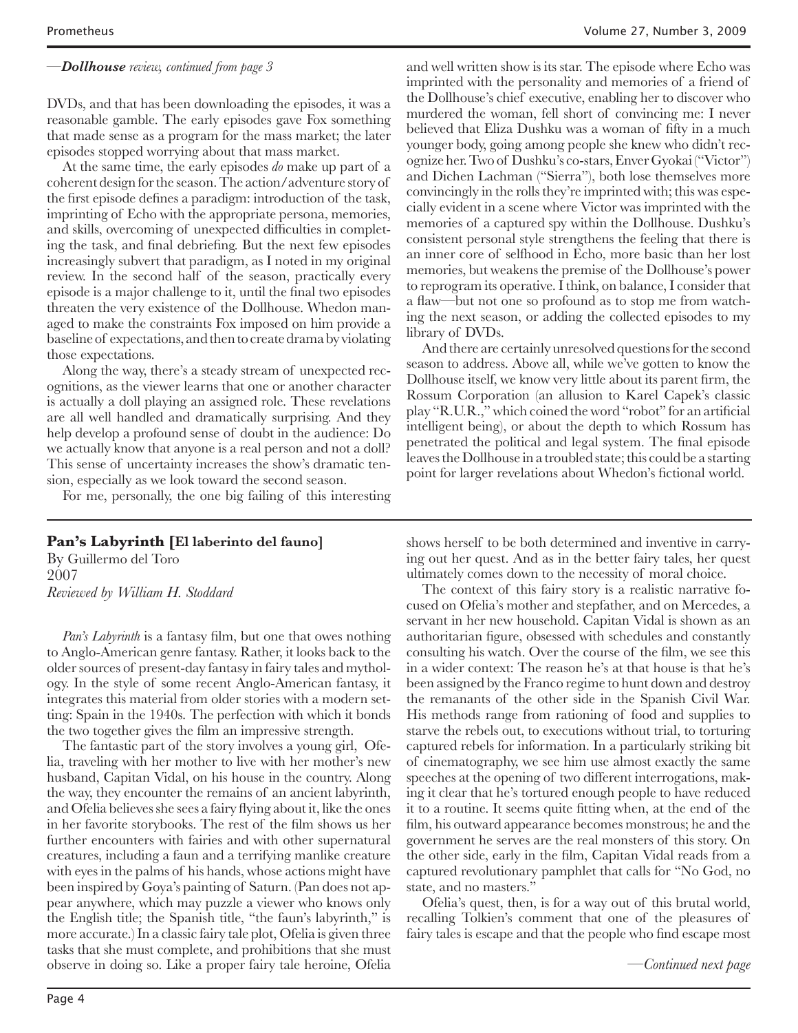—***Dollhouse** review, continued from page 3*

DVDs, and that has been downloading the episodes, it was a reasonable gamble. The early episodes gave Fox something that made sense as a program for the mass market; the later episodes stopped worrying about that mass market.

At the same time, the early episodes *do* make up part of a coherent design for the season. The action/adventure story of the first episode defines a paradigm: introduction of the task, imprinting of Echo with the appropriate persona, memories, and skills, overcoming of unexpected difficulties in completing the task, and final debriefing. But the next few episodes increasingly subvert that paradigm, as I noted in my original review. In the second half of the season, practically every episode is a major challenge to it, until the final two episodes threaten the very existence of the Dollhouse. Whedon managed to make the constraints Fox imposed on him provide a baseline of expectations, and then to create drama by violating those expectations.

Along the way, there's a steady stream of unexpected recognitions, as the viewer learns that one or another character is actually a doll playing an assigned role. These revelations are all well handled and dramatically surprising. And they help develop a profound sense of doubt in the audience: Do we actually know that anyone is a real person and not a doll? This sense of uncertainty increases the show's dramatic tension, especially as we look toward the second season.

For me, personally, the one big failing of this interesting and well written show is its star. The episode where Echo was imprinted with the personality and memories of a friend of the Dollhouse's chief executive, enabling her to discover who murdered the woman, fell short of convincing me: I never believed that Eliza Dushku was a woman of fifty in a much younger body, going among people she knew who didn't recognize her. Two of Dushku's co-stars, Enver Gyokai ("Victor") and Dichen Lachman ("Sierra"), both lose themselves more convincingly in the rolls they're imprinted with; this was especially evident in a scene where Victor was imprinted with the memories of a captured spy within the Dollhouse. Dushku's consistent personal style strengthens the feeling that there is an inner core of selfhood in Echo, more basic than her lost memories, but weakens the premise of the Dollhouse's power to reprogram its operative. I think, on balance, I consider that a flaw—but not one so profound as to stop me from watching the next season, or adding the collected episodes to my library of DVDs.

And there are certainly unresolved questions for the second season to address. Above all, while we've gotten to know the Dollhouse itself, we know very little about its parent firm, the Rossum Corporation (an allusion to Karel Capek's classic play "R.U.R.," which coined the word "robot" for an artificial intelligent being), or about the depth to which Rossum has penetrated the political and legal system. The final episode leaves the Dollhouse in a troubled state; this could be a starting point for larger revelations about Whedon's fictional world.

## Pan's Labyrinth [El laberinto del fauno]

By Guillermo del Toro
2007
*Reviewed by William H. Stoddard*

*Pan's Labyrinth* is a fantasy film, but one that owes nothing to Anglo-American genre fantasy. Rather, it looks back to the older sources of present-day fantasy in fairy tales and mythology. In the style of some recent Anglo-American fantasy, it integrates this material from older stories with a modern setting: Spain in the 1940s. The perfection with which it bonds the two together gives the film an impressive strength.

The fantastic part of the story involves a young girl, Ofelia, traveling with her mother to live with her mother's new husband, Capitan Vidal, on his house in the country. Along the way, they encounter the remains of an ancient labyrinth, and Ofelia believes she sees a fairy flying about it, like the ones in her favorite storybooks. The rest of the film shows us her further encounters with fairies and with other supernatural creatures, including a faun and a terrifying manlike creature with eyes in the palms of his hands, whose actions might have been inspired by Goya's painting of Saturn. (Pan does not appear anywhere, which may puzzle a viewer who knows only the English title; the Spanish title, "the faun's labyrinth," is more accurate.) In a classic fairy tale plot, Ofelia is given three tasks that she must complete, and prohibitions that she must observe in doing so. Like a proper fairy tale heroine, Ofelia shows herself to be both determined and inventive in carrying out her quest. And as in the better fairy tales, her quest ultimately comes down to the necessity of moral choice.

The context of this fairy story is a realistic narrative focused on Ofelia's mother and stepfather, and on Mercedes, a servant in her new household. Capitan Vidal is shown as an authoritarian figure, obsessed with schedules and constantly consulting his watch. Over the course of the film, we see this in a wider context: The reason he's at that house is that he's been assigned by the Franco regime to hunt down and destroy the remanants of the other side in the Spanish Civil War. His methods range from rationing of food and supplies to starve the rebels out, to executions without trial, to torturing captured rebels for information. In a particularly striking bit of cinematography, we see him use almost exactly the same speeches at the opening of two different interrogations, making it clear that he's tortured enough people to have reduced it to a routine. It seems quite fitting when, at the end of the film, his outward appearance becomes monstrous; he and the government he serves are the real monsters of this story. On the other side, early in the film, Capitan Vidal reads from a captured revolutionary pamphlet that calls for "No God, no state, and no masters."

Ofelia's quest, then, is for a way out of this brutal world, recalling Tolkien's comment that one of the pleasures of fairy tales is escape and that the people who find escape most

*—Continued next page*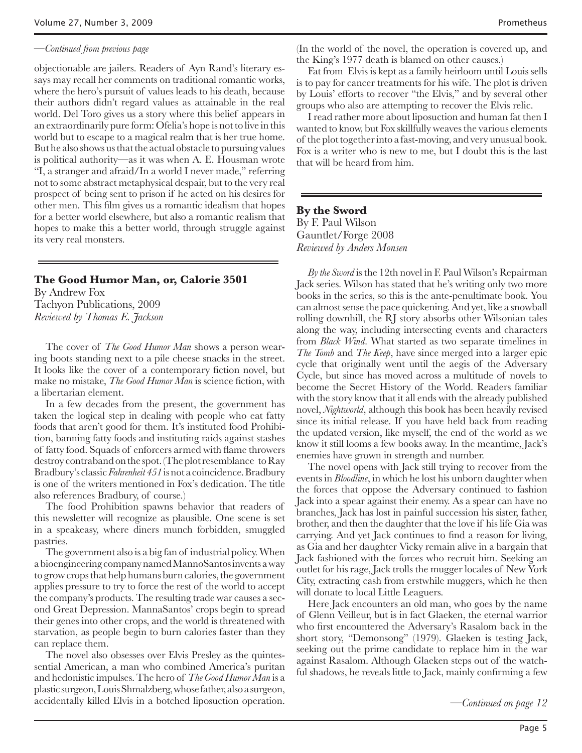—*Continued from previous page*

objectionable are jailers. Readers of Ayn Rand's literary essays may recall her comments on traditional romantic works, where the hero's pursuit of values leads to his death, because their authors didn't regard values as attainable in the real world. Del Toro gives us a story where this belief appears in an extraordinarily pure form: Ofelia's hope is not to live in this world but to escape to a magical realm that is her true home. But he also shows us that the actual obstacle to pursuing values is political authority—as it was when A. E. Housman wrote "I, a stranger and afraid/In a world I never made," referring not to some abstract metaphysical despair, but to the very real prospect of being sent to prison if he acted on his desires for other men. This film gives us a romantic idealism that hopes for a better world elsewhere, but also a romantic realism that hopes to make this a better world, through struggle against its very real monsters.

## The Good Humor Man, or, Calorie 3501

By Andrew Fox
Tachyon Publications, 2009
*Reviewed by Thomas E. Jackson*

The cover of *The Good Humor Man* shows a person wearing boots standing next to a pile cheese snacks in the street. It looks like the cover of a contemporary fiction novel, but make no mistake, *The Good Humor Man* is science fiction, with a libertarian element.

In a few decades from the present, the government has taken the logical step in dealing with people who eat fatty foods that aren't good for them. It's instituted food Prohibition, banning fatty foods and instituting raids against stashes of fatty food. Squads of enforcers armed with flame throwers destroy contraband on the spot. (The plot resemblance to Ray Bradbury's classic *Fahrenheit 451* is not a coincidence. Bradbury is one of the writers mentioned in Fox's dedication. The title also references Bradbury, of course.)

The food Prohibition spawns behavior that readers of this newsletter will recognize as plausible. One scene is set in a speakeasy, where diners munch forbidden, smuggled pastries.

The government also is a big fan of industrial policy. When a bioengineering company named MannoSantos invents a way to grow crops that help humans burn calories, the government applies pressure to try to force the rest of the world to accept the company's products. The resulting trade war causes a second Great Depression. MannaSantos' crops begin to spread their genes into other crops, and the world is threatened with starvation, as people begin to burn calories faster than they can replace them.

The novel also obsesses over Elvis Presley as the quintessential American, a man who combined America's puritan and hedonistic impulses. The hero of *The Good Humor Man* is a plastic surgeon, Louis Shmalzberg, whose father, also a surgeon, accidentally killed Elvis in a botched liposuction operation. (In the world of the novel, the operation is covered up, and the King's 1977 death is blamed on other causes.)

Fat from Elvis is kept as a family heirloom until Louis sells is to pay for cancer treatments for his wife. The plot is driven by Louis' efforts to recover "the Elvis," and by several other groups who also are attempting to recover the Elvis relic.

I read rather more about liposuction and human fat then I wanted to know, but Fox skillfully weaves the various elements of the plot together into a fast-moving, and very unusual book. Fox is a writer who is new to me, but I doubt this is the last that will be heard from him.

## By the Sword

By F. Paul Wilson
Gauntlet/Forge 2008
*Reviewed by Anders Monsen*

*By the Sword* is the 12th novel in F. Paul Wilson's Repairman Jack series. Wilson has stated that he's writing only two more books in the series, so this is the ante-penultimate book. You can almost sense the pace quickening. And yet, like a snowball rolling downhill, the RJ story absorbs other Wilsonian tales along the way, including intersecting events and characters from *Black Wind*. What started as two separate timelines in *The Tomb* and *The Keep*, have since merged into a larger epic cycle that originally went until the aegis of the Adversary Cycle, but since has moved across a multitude of novels to become the Secret History of the World. Readers familiar with the story know that it all ends with the already published novel, *Nightworld*, although this book has been heavily revised since its initial release. If you have held back from reading the updated version, like myself, the end of the world as we know it still looms a few books away. In the meantime, Jack's enemies have grown in strength and number.

The novel opens with Jack still trying to recover from the events in *Bloodline*, in which he lost his unborn daughter when the forces that oppose the Adversary continued to fashion Jack into a spear against their enemy. As a spear can have no branches, Jack has lost in painful succession his sister, father, brother, and then the daughter that the love if his life Gia was carrying. And yet Jack continues to find a reason for living, as Gia and her daughter Vicky remain alive in a bargain that Jack fashioned with the forces who recruit him. Seeking an outlet for his rage, Jack trolls the mugger locales of New York City, extracting cash from erstwhile muggers, which he then will donate to local Little Leaguers.

Here Jack encounters an old man, who goes by the name of Glenn Veilleur, but is in fact Glaeken, the eternal warrior who first encountered the Adversary's Rasalom back in the short story, "Demonsong" (1979). Glaeken is testing Jack, seeking out the prime candidate to replace him in the war against Rasalom. Although Glaeken steps out of the watchful shadows, he reveals little to Jack, mainly confirming a few

—*Continued on page 12*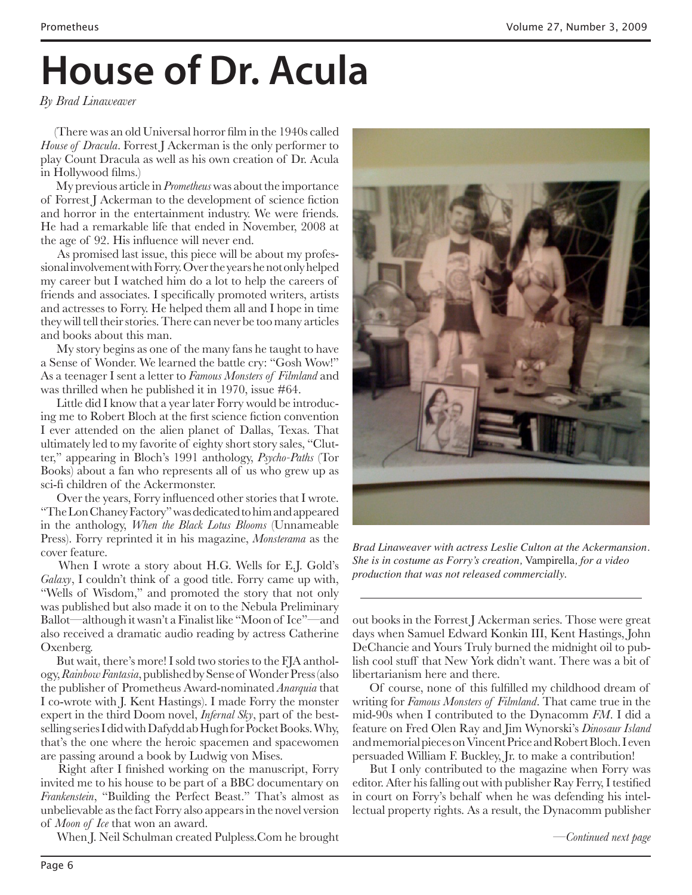# House of Dr. Acula

*By Brad Linaweaver*

(There was an old Universal horror film in the 1940s called *House of Dracula*. Forrest J Ackerman is the only performer to play Count Dracula as well as his own creation of Dr. Acula in Hollywood films.)

My previous article in *Prometheus* was about the importance of Forrest J Ackerman to the development of science fiction and horror in the entertainment industry. We were friends. He had a remarkable life that ended in November, 2008 at the age of 92. His influence will never end.

As promised last issue, this piece will be about my professional involvement with Forry. Over the years he not only helped my career but I watched him do a lot to help the careers of friends and associates. I specifically promoted writers, artists and actresses to Forry. He helped them all and I hope in time they will tell their stories. There can never be too many articles and books about this man.

My story begins as one of the many fans he taught to have a Sense of Wonder. We learned the battle cry: "Gosh Wow!" As a teenager I sent a letter to *Famous Monsters of Filmland* and was thrilled when he published it in 1970, issue #64.

Little did I know that a year later Forry would be introducing me to Robert Bloch at the first science fiction convention I ever attended on the alien planet of Dallas, Texas. That ultimately led to my favorite of eighty short story sales, "Clutter," appearing in Bloch's 1991 anthology, *Psycho-Paths* (Tor Books) about a fan who represents all of us who grew up as sci-fi children of the Ackermonster.

Over the years, Forry influenced other stories that I wrote. "The Lon Chaney Factory" was dedicated to him and appeared in the anthology, *When the Black Lotus Blooms* (Unnameable Press). Forry reprinted it in his magazine, *Monsterama* as the cover feature.

When I wrote a story about H.G. Wells for E.J. Gold's *Galaxy*, I couldn't think of a good title. Forry came up with, "Wells of Wisdom," and promoted the story that not only was published but also made it on to the Nebula Preliminary Ballot—although it wasn't a Finalist like "Moon of Ice"—and also received a dramatic audio reading by actress Catherine Oxenberg.

But wait, there's more! I sold two stories to the FJA anthology, *Rainbow Fantasia*, published by Sense of Wonder Press (also the publisher of Prometheus Award-nominated *Anarquia* that I co-wrote with J. Kent Hastings). I made Forry the monster expert in the third Doom novel, *Infernal Sky*, part of the best-selling series I did with Dafydd ab Hugh for Pocket Books. Why, that's the one where the heroic spacemen and spacewomen are passing around a book by Ludwig von Mises.

Right after I finished working on the manuscript, Forry invited me to his house to be part of a BBC documentary on *Frankenstein*, "Building the Perfect Beast." That's almost as unbelievable as the fact Forry also appears in the novel version of *Moon of Ice* that won an award.

When J. Neil Schulman created Pulpless.Com he brought out books in the Forrest J Ackerman series. Those were great days when Samuel Edward Konkin III, Kent Hastings, John DeChancie and Yours Truly burned the midnight oil to publish cool stuff that New York didn't want. There was a bit of libertarianism here and there.

*Brad Linaweaver with actress Leslie Culton at the Ackermansion. She is in costume as Forry's creation,* Vampirella, *for a video production that was not released commercially.*

Of course, none of this fulfilled my childhood dream of writing for *Famous Monsters of Filmland*. That came true in the mid-90s when I contributed to the Dynacomm *FM*. I did a feature on Fred Olen Ray and Jim Wynorski's *Dinosaur Island* and memorial pieces on Vincent Price and Robert Bloch. I even persuaded William F. Buckley, Jr. to make a contribution!

But I only contributed to the magazine when Forry was editor. After his falling out with publisher Ray Ferry, I testified in court on Forry's behalf when he was defending his intellectual property rights. As a result, the Dynacomm publisher

*—Continued next page*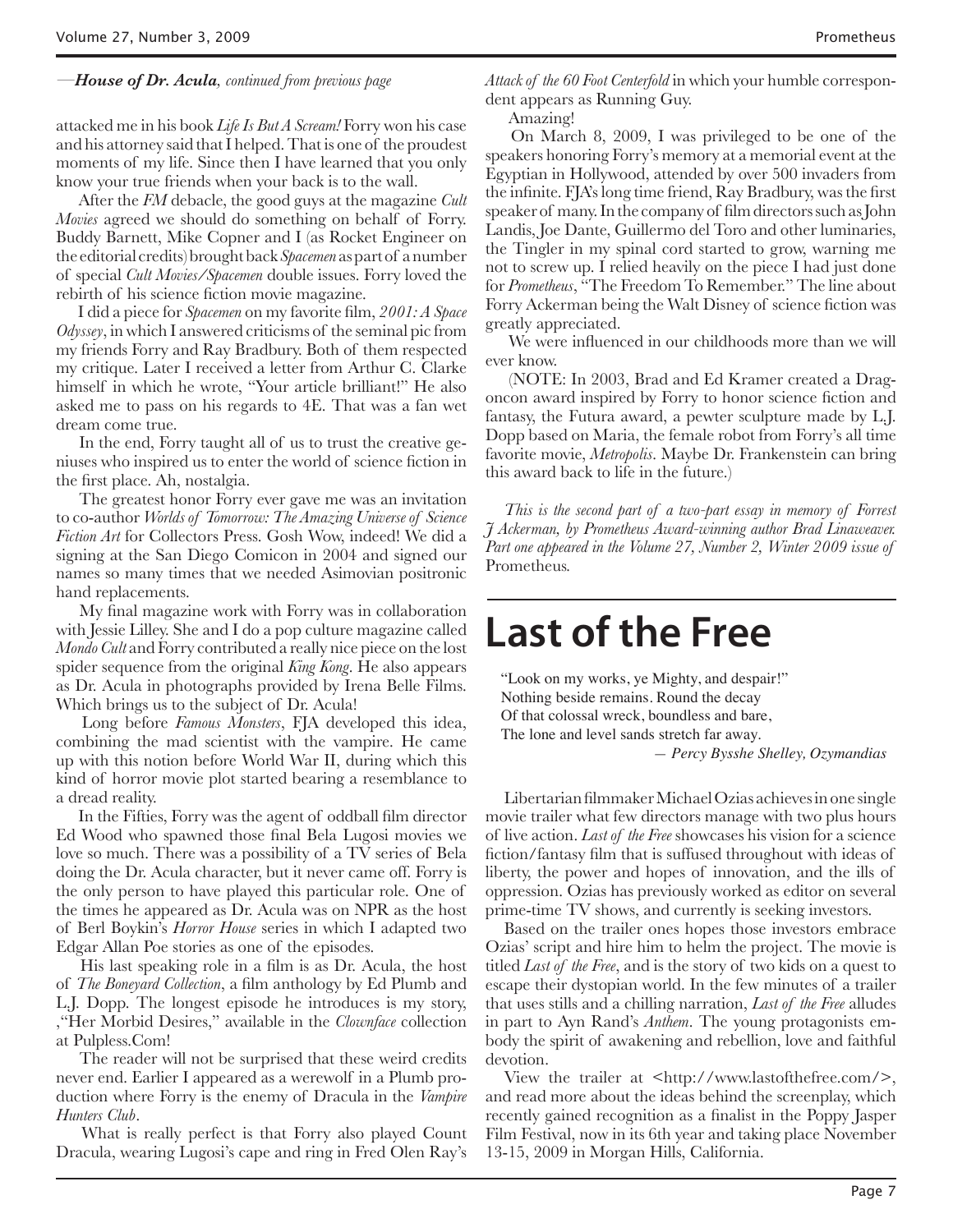—*House of Dr. Acula, continued from previous page*

attacked me in his book *Life Is But A Scream!* Forry won his case and his attorney said that I helped. That is one of the proudest moments of my life. Since then I have learned that you only know your true friends when your back is to the wall.

After the *FM* debacle, the good guys at the magazine *Cult Movies* agreed we should do something on behalf of Forry. Buddy Barnett, Mike Copner and I (as Rocket Engineer on the editorial credits) brought back *Spacemen* as part of a number of special *Cult Movies/Spacemen* double issues. Forry loved the rebirth of his science fiction movie magazine.

I did a piece for *Spacemen* on my favorite film, *2001: A Space Odyssey*, in which I answered criticisms of the seminal pic from my friends Forry and Ray Bradbury. Both of them respected my critique. Later I received a letter from Arthur C. Clarke himself in which he wrote, "Your article brilliant!" He also asked me to pass on his regards to 4E. That was a fan wet dream come true.

In the end, Forry taught all of us to trust the creative geniuses who inspired us to enter the world of science fiction in the first place. Ah, nostalgia.

The greatest honor Forry ever gave me was an invitation to co-author *Worlds of Tomorrow: The Amazing Universe of Science Fiction Art* for Collectors Press. Gosh Wow, indeed! We did a signing at the San Diego Comicon in 2004 and signed our names so many times that we needed Asimovian positronic hand replacements.

My final magazine work with Forry was in collaboration with Jessie Lilley. She and I do a pop culture magazine called *Mondo Cult* and Forry contributed a really nice piece on the lost spider sequence from the original *King Kong*. He also appears as Dr. Acula in photographs provided by Irena Belle Films. Which brings us to the subject of Dr. Acula!

Long before *Famous Monsters*, FJA developed this idea, combining the mad scientist with the vampire. He came up with this notion before World War II, during which this kind of horror movie plot started bearing a resemblance to a dread reality.

In the Fifties, Forry was the agent of oddball film director Ed Wood who spawned those final Bela Lugosi movies we love so much. There was a possibility of a TV series of Bela doing the Dr. Acula character, but it never came off. Forry is the only person to have played this particular role. One of the times he appeared as Dr. Acula was on NPR as the host of Berl Boykin's *Horror House* series in which I adapted two Edgar Allan Poe stories as one of the episodes.

His last speaking role in a film is as Dr. Acula, the host of *The Boneyard Collection*, a film anthology by Ed Plumb and L.J. Dopp. The longest episode he introduces is my story, ,"Her Morbid Desires," available in the *Clownface* collection at Pulpless.Com!

The reader will not be surprised that these weird credits never end. Earlier I appeared as a werewolf in a Plumb production where Forry is the enemy of Dracula in the *Vampire Hunters Club*.

What is really perfect is that Forry also played Count Dracula, wearing Lugosi's cape and ring in Fred Olen Ray's *Attack of the 60 Foot Centerfold* in which your humble correspondent appears as Running Guy.

Amazing!

On March 8, 2009, I was privileged to be one of the speakers honoring Forry's memory at a memorial event at the Egyptian in Hollywood, attended by over 500 invaders from the infinite. FJA's long time friend, Ray Bradbury, was the first speaker of many. In the company of film directors such as John Landis, Joe Dante, Guillermo del Toro and other luminaries, the Tingler in my spinal cord started to grow, warning me not to screw up. I relied heavily on the piece I had just done for *Prometheus*, "The Freedom To Remember." The line about Forry Ackerman being the Walt Disney of science fiction was greatly appreciated.

We were influenced in our childhoods more than we will ever know.

(NOTE: In 2003, Brad and Ed Kramer created a Dragoncon award inspired by Forry to honor science fiction and fantasy, the Futura award, a pewter sculpture made by L.J. Dopp based on Maria, the female robot from Forry's all time favorite movie, *Metropolis*. Maybe Dr. Frankenstein can bring this award back to life in the future.)

*This is the second part of a two-part essay in memory of Forrest J Ackerman, by Prometheus Award-winning author Brad Linaweaver. Part one appeared in the Volume 27, Number 2, Winter 2009 issue of* Prometheus.

# Last of the Free

"Look on my works, ye Mighty, and despair!"
Nothing beside remains. Round the decay
Of that colossal wreck, boundless and bare,
The lone and level sands stretch far away.

— *Percy Bysshe Shelley, Ozymandias*

Libertarian filmmaker Michael Ozias achieves in one single movie trailer what few directors manage with two plus hours of live action. *Last of the Free* showcases his vision for a science fiction/fantasy film that is suffused throughout with ideas of liberty, the power and hopes of innovation, and the ills of oppression. Ozias has previously worked as editor on several prime-time TV shows, and currently is seeking investors.

Based on the trailer ones hopes those investors embrace Ozias' script and hire him to helm the project. The movie is titled *Last of the Free*, and is the story of two kids on a quest to escape their dystopian world. In the few minutes of a trailer that uses stills and a chilling narration, *Last of the Free* alludes in part to Ayn Rand's *Anthem*. The young protagonists embody the spirit of awakening and rebellion, love and faithful devotion.

View the trailer at <http://www.lastofthefree.com/>, and read more about the ideas behind the screenplay, which recently gained recognition as a finalist in the Poppy Jasper Film Festival, now in its 6th year and taking place November 13-15, 2009 in Morgan Hills, California.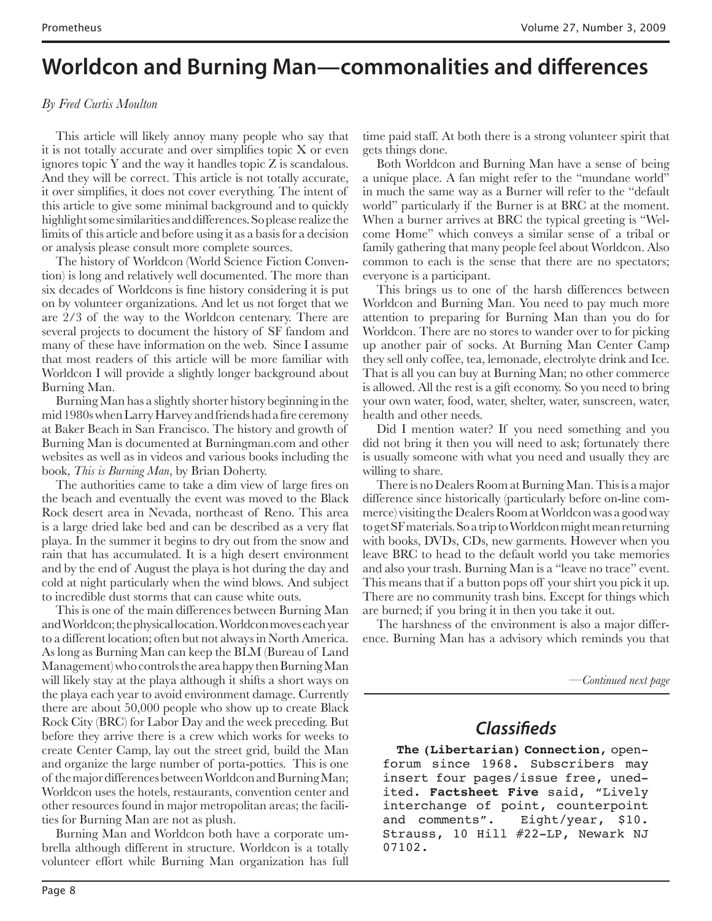# Worldcon and Burning Man—commonalities and differences

*By Fred Curtis Moulton*

This article will likely annoy many people who say that it is not totally accurate and over simplifies topic X or even ignores topic Y and the way it handles topic Z is scandalous. And they will be correct. This article is not totally accurate, it over simplifies, it does not cover everything. The intent of this article to give some minimal background and to quickly highlight some similarities and differences. So please realize the limits of this article and before using it as a basis for a decision or analysis please consult more complete sources.

The history of Worldcon (World Science Fiction Convention) is long and relatively well documented. The more than six decades of Worldcons is fine history considering it is put on by volunteer organizations. And let us not forget that we are 2/3 of the way to the Worldcon centenary. There are several projects to document the history of SF fandom and many of these have information on the web. Since I assume that most readers of this article will be more familiar with Worldcon I will provide a slightly longer background about Burning Man.

Burning Man has a slightly shorter history beginning in the mid 1980s when Larry Harvey and friends had a fire ceremony at Baker Beach in San Francisco. The history and growth of Burning Man is documented at Burningman.com and other websites as well as in videos and various books including the book, *This is Burning Man*, by Brian Doherty.

The authorities came to take a dim view of large fires on the beach and eventually the event was moved to the Black Rock desert area in Nevada, northeast of Reno. This area is a large dried lake bed and can be described as a very flat playa. In the summer it begins to dry out from the snow and rain that has accumulated. It is a high desert environment and by the end of August the playa is hot during the day and cold at night particularly when the wind blows. And subject to incredible dust storms that can cause white outs.

This is one of the main differences between Burning Man and Worldcon; the physical location. Worldcon moves each year to a different location; often but not always in North America. As long as Burning Man can keep the BLM (Bureau of Land Management) who controls the area happy then Burning Man will likely stay at the playa although it shifts a short ways on the playa each year to avoid environment damage. Currently there are about 50,000 people who show up to create Black Rock City (BRC) for Labor Day and the week preceding. But before they arrive there is a crew which works for weeks to create Center Camp, lay out the street grid, build the Man and organize the large number of porta-potties. This is one of the major differences between Worldcon and Burning Man; Worldcon uses the hotels, restaurants, convention center and other resources found in major metropolitan areas; the facilities for Burning Man are not as plush.

Burning Man and Worldcon both have a corporate umbrella although different in structure. Worldcon is a totally volunteer effort while Burning Man organization has full time paid staff. At both there is a strong volunteer spirit that gets things done.

Both Worldcon and Burning Man have a sense of being a unique place. A fan might refer to the "mundane world" in much the same way as a Burner will refer to the "default world" particularly if the Burner is at BRC at the moment. When a burner arrives at BRC the typical greeting is "Welcome Home" which conveys a similar sense of a tribal or family gathering that many people feel about Worldcon. Also common to each is the sense that there are no spectators; everyone is a participant.

This brings us to one of the harsh differences between Worldcon and Burning Man. You need to pay much more attention to preparing for Burning Man than you do for Worldcon. There are no stores to wander over to for picking up another pair of socks. At Burning Man Center Camp they sell only coffee, tea, lemonade, electrolyte drink and Ice. That is all you can buy at Burning Man; no other commerce is allowed. All the rest is a gift economy. So you need to bring your own water, food, water, shelter, water, sunscreen, water, health and other needs.

Did I mention water? If you need something and you did not bring it then you will need to ask; fortunately there is usually someone with what you need and usually they are willing to share.

There is no Dealers Room at Burning Man. This is a major difference since historically (particularly before on-line commerce) visiting the Dealers Room at Worldcon was a good way to get SF materials. So a trip to Worldcon might mean returning with books, DVDs, CDs, new garments. However when you leave BRC to head to the default world you take memories and also your trash. Burning Man is a "leave no trace" event. This means that if a button pops off your shirt you pick it up. There are no community trash bins. Except for things which are burned; if you bring it in then you take it out.

The harshness of the environment is also a major difference. Burning Man has a advisory which reminds you that

*—Continued next page*

## Classifieds

**The (Libertarian) Connection**, open-forum since 1968. Subscribers may insert four pages/issue free, unedited. **Factsheet Five** said, "Lively interchange of point, counterpoint and comments". Eight/year, $10. Strauss, 10 Hill #22-LP, Newark NJ 07102.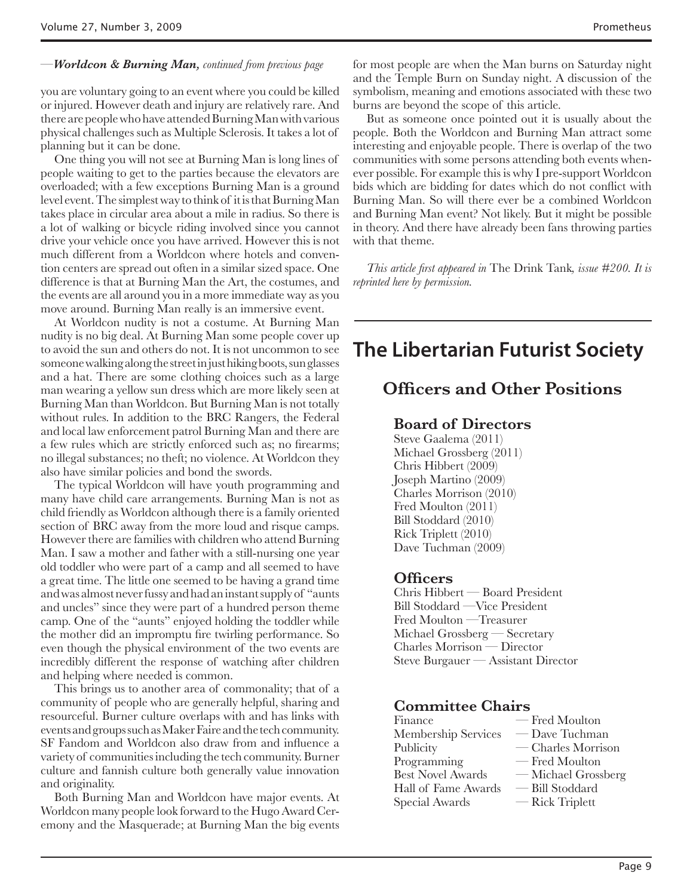—*Worldcon & Burning Man, continued from previous page*

you are voluntary going to an event where you could be killed or injured. However death and injury are relatively rare. And there are people who have attended Burning Man with various physical challenges such as Multiple Sclerosis. It takes a lot of planning but it can be done.

One thing you will not see at Burning Man is long lines of people waiting to get to the parties because the elevators are overloaded; with a few exceptions Burning Man is a ground level event. The simplest way to think of it is that Burning Man takes place in circular area about a mile in radius. So there is a lot of walking or bicycle riding involved since you cannot drive your vehicle once you have arrived. However this is not much different from a Worldcon where hotels and convention centers are spread out often in a similar sized space. One difference is that at Burning Man the Art, the costumes, and the events are all around you in a more immediate way as you move around. Burning Man really is an immersive event.

At Worldcon nudity is not a costume. At Burning Man nudity is no big deal. At Burning Man some people cover up to avoid the sun and others do not. It is not uncommon to see someone walking along the street in just hiking boots, sun glasses and a hat. There are some clothing choices such as a large man wearing a yellow sun dress which are more likely seen at Burning Man than Worldcon. But Burning Man is not totally without rules. In addition to the BRC Rangers, the Federal and local law enforcement patrol Burning Man and there are a few rules which are strictly enforced such as; no firearms; no illegal substances; no theft; no violence. At Worldcon they also have similar policies and bond the swords.

The typical Worldcon will have youth programming and many have child care arrangements. Burning Man is not as child friendly as Worldcon although there is a family oriented section of BRC away from the more loud and risque camps. However there are families with children who attend Burning Man. I saw a mother and father with a still-nursing one year old toddler who were part of a camp and all seemed to have a great time. The little one seemed to be having a grand time and was almost never fussy and had an instant supply of "aunts and uncles" since they were part of a hundred person theme camp. One of the "aunts" enjoyed holding the toddler while the mother did an impromptu fire twirling performance. So even though the physical environment of the two events are incredibly different the response of watching after children and helping where needed is common.

This brings us to another area of commonality; that of a community of people who are generally helpful, sharing and resourceful. Burner culture overlaps with and has links with events and groups such as Maker Faire and the tech community. SF Fandom and Worldcon also draw from and influence a variety of communities including the tech community. Burner culture and fannish culture both generally value innovation and originality.

Both Burning Man and Worldcon have major events. At Worldcon many people look forward to the Hugo Award Ceremony and the Masquerade; at Burning Man the big events for most people are when the Man burns on Saturday night and the Temple Burn on Sunday night. A discussion of the symbolism, meaning and emotions associated with these two burns are beyond the scope of this article.

But as someone once pointed out it is usually about the people. Both the Worldcon and Burning Man attract some interesting and enjoyable people. There is overlap of the two communities with some persons attending both events whenever possible. For example this is why I pre-support Worldcon bids which are bidding for dates which do not conflict with Burning Man. So will there ever be a combined Worldcon and Burning Man event? Not likely. But it might be possible in theory. And there have already been fans throwing parties with that theme.

*This article first appeared in* The Drink Tank*, issue #200. It is reprinted here by permission.*

# The Libertarian Futurist Society

## Officers and Other Positions

### Board of Directors

Steve Gaalema (2011)
Michael Grossberg (2011)
Chris Hibbert (2009)
Joseph Martino (2009)
Charles Morrison (2010)
Fred Moulton (2011)
Bill Stoddard (2010)
Rick Triplett (2010)
Dave Tuchman (2009)

### Officers

Chris Hibbert — Board President
Bill Stoddard —Vice President
Fred Moulton —Treasurer
Michael Grossberg — Secretary
Charles Morrison — Director
Steve Burgauer — Assistant Director

### Committee Chairs

Finance — Fred Moulton
Membership Services — Dave Tuchman
Publicity — Charles Morrison
Programming — Fred Moulton
Best Novel Awards — Michael Grossberg
Hall of Fame Awards — Bill Stoddard
Special Awards — Rick Triplett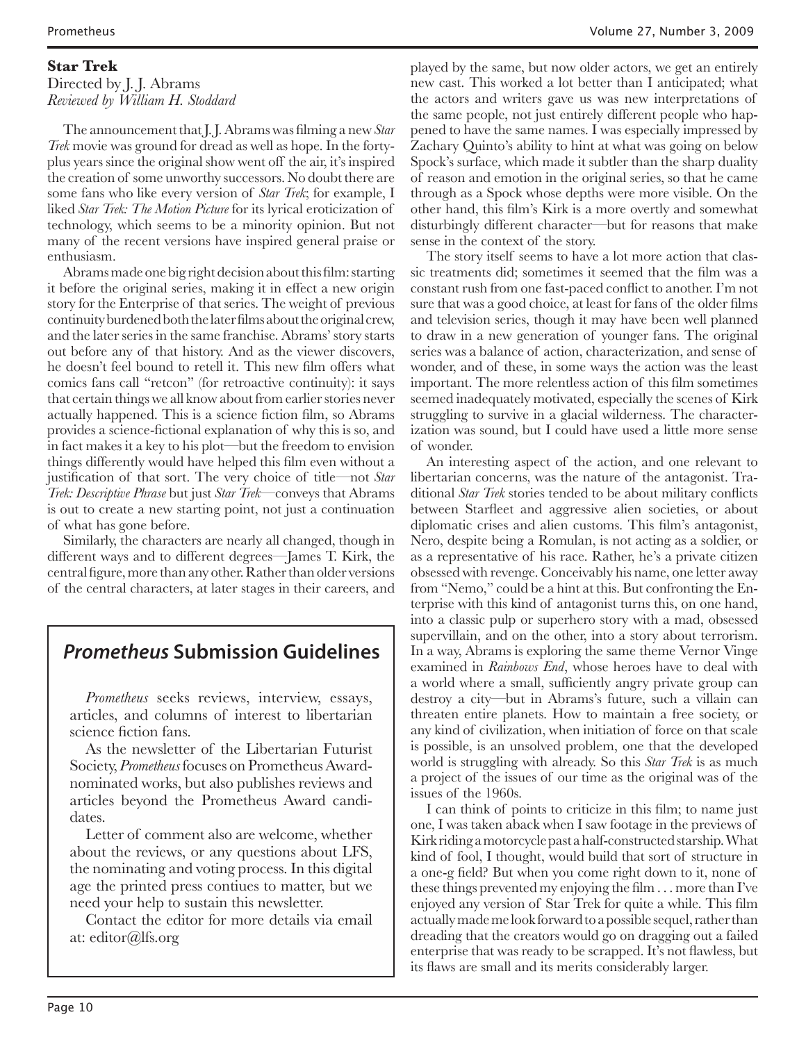**Star Trek**

Directed by J. J. Abrams
*Reviewed by William H. Stoddard*

The announcement that J. J. Abrams was filming a new *Star Trek* movie was ground for dread as well as hope. In the forty-plus years since the original show went off the air, it's inspired the creation of some unworthy successors. No doubt there are some fans who like every version of *Star Trek*; for example, I liked *Star Trek: The Motion Picture* for its lyrical eroticization of technology, which seems to be a minority opinion. But not many of the recent versions have inspired general praise or enthusiasm.

Abrams made one big right decision about this film: starting it before the original series, making it in effect a new origin story for the Enterprise of that series. The weight of previous continuity burdened both the later films about the original crew, and the later series in the same franchise. Abrams' story starts out before any of that history. And as the viewer discovers, he doesn't feel bound to retell it. This new film offers what comics fans call "retcon" (for retroactive continuity): it says that certain things we all know about from earlier stories never actually happened. This is a science fiction film, so Abrams provides a science-fictional explanation of why this is so, and in fact makes it a key to his plot—but the freedom to envision things differently would have helped this film even without a justification of that sort. The very choice of title—not *Star Trek: Descriptive Phrase* but just *Star Trek*—conveys that Abrams is out to create a new starting point, not just a continuation of what has gone before.

Similarly, the characters are nearly all changed, though in different ways and to different degrees—James T. Kirk, the central figure, more than any other. Rather than older versions of the central characters, at later stages in their careers, and played by the same, but now older actors, we get an entirely new cast. This worked a lot better than I anticipated; what the actors and writers gave us was new interpretations of the same people, not just entirely different people who happened to have the same names. I was especially impressed by Zachary Quinto's ability to hint at what was going on below Spock's surface, which made it subtler than the sharp duality of reason and emotion in the original series, so that he came through as a Spock whose depths were more visible. On the other hand, this film's Kirk is a more overtly and somewhat disturbingly different character—but for reasons that make sense in the context of the story.

The story itself seems to have a lot more action that classic treatments did; sometimes it seemed that the film was a constant rush from one fast-paced conflict to another. I'm not sure that was a good choice, at least for fans of the older films and television series, though it may have been well planned to draw in a new generation of younger fans. The original series was a balance of action, characterization, and sense of wonder, and of these, in some ways the action was the least important. The more relentless action of this film sometimes seemed inadequately motivated, especially the scenes of Kirk struggling to survive in a glacial wilderness. The characterization was sound, but I could have used a little more sense of wonder.

An interesting aspect of the action, and one relevant to libertarian concerns, was the nature of the antagonist. Traditional *Star Trek* stories tended to be about military conflicts between Starfleet and aggressive alien societies, or about diplomatic crises and alien customs. This film's antagonist, Nero, despite being a Romulan, is not acting as a soldier, or as a representative of his race. Rather, he's a private citizen obsessed with revenge. Conceivably his name, one letter away from "Nemo," could be a hint at this. But confronting the Enterprise with this kind of antagonist turns this, on one hand, into a classic pulp or superhero story with a mad, obsessed supervillain, and on the other, into a story about terrorism. In a way, Abrams is exploring the same theme Vernor Vinge examined in *Rainbows End*, whose heroes have to deal with a world where a small, sufficiently angry private group can destroy a city—but in Abrams's future, such a villain can threaten entire planets. How to maintain a free society, or any kind of civilization, when initiation of force on that scale is possible, is an unsolved problem, one that the developed world is struggling with already. So this *Star Trek* is as much a project of the issues of our time as the original was of the issues of the 1960s.

I can think of points to criticize in this film; to name just one, I was taken aback when I saw footage in the previews of Kirk riding a motorcycle past a half-constructed starship. What kind of fool, I thought, would build that sort of structure in a one-g field? But when you come right down to it, none of these things prevented my enjoying the film . . . more than I've enjoyed any version of Star Trek for quite a while. This film actually made me look forward to a possible sequel, rather than dreading that the creators would go on dragging out a failed enterprise that was ready to be scrapped. It's not flawless, but its flaws are small and its merits considerably larger.

## *Prometheus* Submission Guidelines

*Prometheus* seeks reviews, interview, essays, articles, and columns of interest to libertarian science fiction fans.

As the newsletter of the Libertarian Futurist Society, *Prometheus* focuses on Prometheus Award-nominated works, but also publishes reviews and articles beyond the Prometheus Award candidates.

Letter of comment also are welcome, whether about the reviews, or any questions about LFS, the nominating and voting process. In this digital age the printed press contiues to matter, but we need your help to sustain this newsletter.

Contact the editor for more details via email at: editor@lfs.org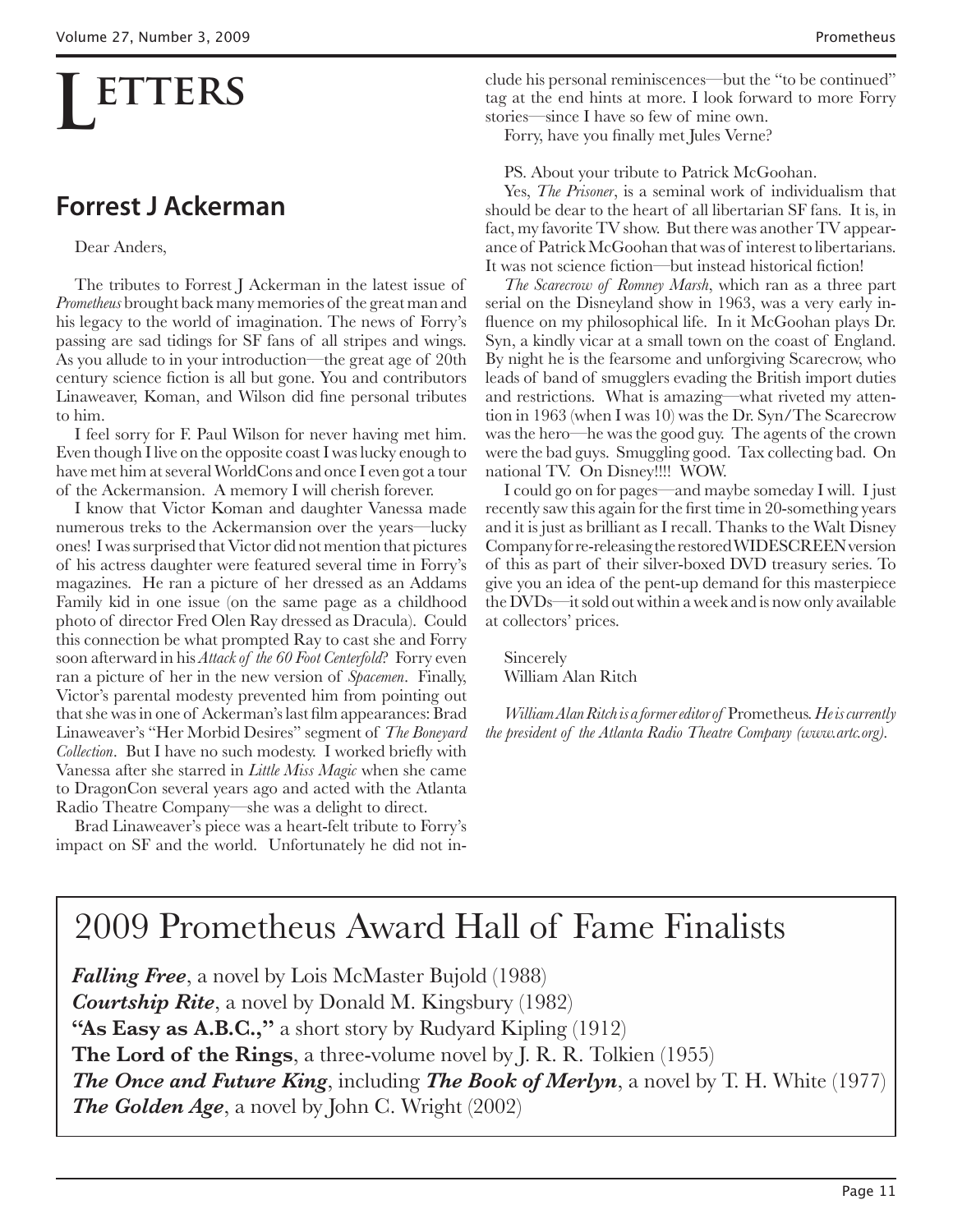# Letters

## Forrest J Ackerman

Dear Anders,

The tributes to Forrest J Ackerman in the latest issue of *Prometheus* brought back many memories of the great man and his legacy to the world of imagination. The news of Forry's passing are sad tidings for SF fans of all stripes and wings. As you allude to in your introduction—the great age of 20th century science fiction is all but gone. You and contributors Linaweaver, Koman, and Wilson did fine personal tributes to him.

I feel sorry for F. Paul Wilson for never having met him. Even though I live on the opposite coast I was lucky enough to have met him at several WorldCons and once I even got a tour of the Ackermansion. A memory I will cherish forever.

I know that Victor Koman and daughter Vanessa made numerous treks to the Ackermansion over the years—lucky ones! I was surprised that Victor did not mention that pictures of his actress daughter were featured several time in Forry's magazines. He ran a picture of her dressed as an Addams Family kid in one issue (on the same page as a childhood photo of director Fred Olen Ray dressed as Dracula). Could this connection be what prompted Ray to cast she and Forry soon afterward in his *Attack of the 60 Foot Centerfold*? Forry even ran a picture of her in the new version of *Spacemen*. Finally, Victor's parental modesty prevented him from pointing out that she was in one of Ackerman's last film appearances: Brad Linaweaver's "Her Morbid Desires" segment of *The Boneyard Collection*. But I have no such modesty. I worked briefly with Vanessa after she starred in *Little Miss Magic* when she came to DragonCon several years ago and acted with the Atlanta Radio Theatre Company—she was a delight to direct.

Brad Linaweaver's piece was a heart-felt tribute to Forry's impact on SF and the world. Unfortunately he did not include his personal reminiscences—but the "to be continued" tag at the end hints at more. I look forward to more Forry stories—since I have so few of mine own.

Forry, have you finally met Jules Verne?

PS. About your tribute to Patrick McGoohan.

Yes, *The Prisoner*, is a seminal work of individualism that should be dear to the heart of all libertarian SF fans. It is, in fact, my favorite TV show. But there was another TV appearance of Patrick McGoohan that was of interest to libertarians. It was not science fiction—but instead historical fiction!

*The Scarecrow of Romney Marsh*, which ran as a three part serial on the Disneyland show in 1963, was a very early influence on my philosophical life. In it McGoohan plays Dr. Syn, a kindly vicar at a small town on the coast of England. By night he is the fearsome and unforgiving Scarecrow, who leads of band of smugglers evading the British import duties and restrictions. What is amazing—what riveted my attention in 1963 (when I was 10) was the Dr. Syn/The Scarecrow was the hero—he was the good guy. The agents of the crown were the bad guys. Smuggling good. Tax collecting bad. On national TV. On Disney!!!! WOW.

I could go on for pages—and maybe someday I will. I just recently saw this again for the first time in 20-something years and it is just as brilliant as I recall. Thanks to the Walt Disney Company for re-releasing the restored WIDESCREEN version of this as part of their silver-boxed DVD treasury series. To give you an idea of the pent-up demand for this masterpiece the DVDs—it sold out within a week and is now only available at collectors' prices.

Sincerely
William Alan Ritch

*William Alan Ritch is a former editor of* Prometheus. *He is currently the president of the Atlanta Radio Theatre Company (www.artc.org).*

## 2009 Prometheus Award Hall of Fame Finalists

***Falling Free***, a novel by Lois McMaster Bujold (1988)
***Courtship Rite***, a novel by Donald M. Kingsbury (1982)
**"As Easy as A.B.C.,"** a short story by Rudyard Kipling (1912)
**The Lord of the Rings**, a three-volume novel by J. R. R. Tolkien (1955)
***The Once and Future King***, including ***The Book of Merlyn***, a novel by T. H. White (1977)
***The Golden Age***, a novel by John C. Wright (2002)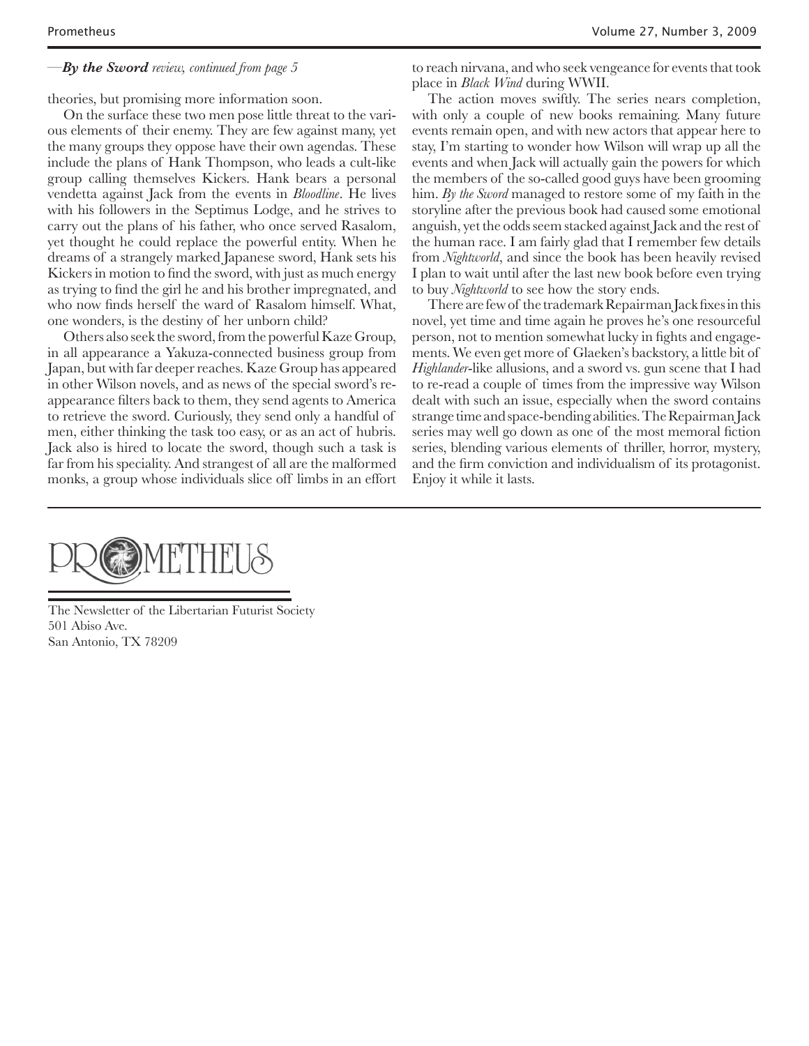—***By the Sword*** *review, continued from page 5*

theories, but promising more information soon.

On the surface these two men pose little threat to the various elements of their enemy. They are few against many, yet the many groups they oppose have their own agendas. These include the plans of Hank Thompson, who leads a cult-like group calling themselves Kickers. Hank bears a personal vendetta against Jack from the events in *Bloodline*. He lives with his followers in the Septimus Lodge, and he strives to carry out the plans of his father, who once served Rasalom, yet thought he could replace the powerful entity. When he dreams of a strangely marked Japanese sword, Hank sets his Kickers in motion to find the sword, with just as much energy as trying to find the girl he and his brother impregnated, and who now finds herself the ward of Rasalom himself. What, one wonders, is the destiny of her unborn child?

Others also seek the sword, from the powerful Kaze Group, in all appearance a Yakuza-connected business group from Japan, but with far deeper reaches. Kaze Group has appeared in other Wilson novels, and as news of the special sword's reappearance filters back to them, they send agents to America to retrieve the sword. Curiously, they send only a handful of men, either thinking the task too easy, or as an act of hubris. Jack also is hired to locate the sword, though such a task is far from his speciality. And strangest of all are the malformed monks, a group whose individuals slice off limbs in an effort to reach nirvana, and who seek vengeance for events that took place in *Black Wind* during WWII.

The action moves swiftly. The series nears completion, with only a couple of new books remaining. Many future events remain open, and with new actors that appear here to stay, I'm starting to wonder how Wilson will wrap up all the events and when Jack will actually gain the powers for which the members of the so-called good guys have been grooming him. *By the Sword* managed to restore some of my faith in the storyline after the previous book had caused some emotional anguish, yet the odds seem stacked against Jack and the rest of the human race. I am fairly glad that I remember few details from *Nightworld*, and since the book has been heavily revised I plan to wait until after the last new book before even trying to buy *Nightworld* to see how the story ends.

There are few of the trademark Repairman Jack fixes in this novel, yet time and time again he proves he's one resourceful person, not to mention somewhat lucky in fights and engagements. We even get more of Glaeken's backstory, a little bit of *Highlander*-like allusions, and a sword vs. gun scene that I had to re-read a couple of times from the impressive way Wilson dealt with such an issue, especially when the sword contains strange time and space-bending abilities. The Repairman Jack series may well go down as one of the most memoral fiction series, blending various elements of thriller, horror, mystery, and the firm conviction and individualism of its protagonist. Enjoy it while it lasts.

PROMETHEUS

The Newsletter of the Libertarian Futurist Society
501 Abiso Ave.
San Antonio, TX 78209